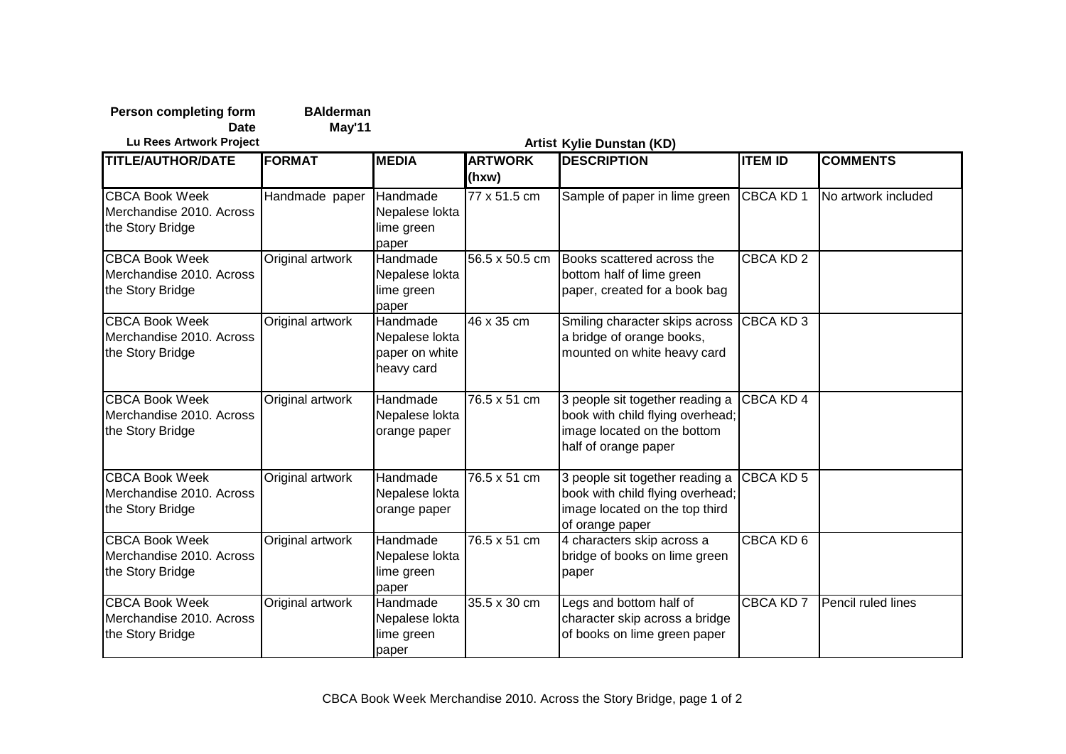**Person completing form** **BAlderman**

**Date** **May'11**

**Lu Rees Artwork Project**

**Artist Kylie Dunstan (KD)**

| TITLE/AUTHOR/DATE | FORMAT | MEDIA | ARTWORK (hxw) | DESCRIPTION | ITEM ID | COMMENTS |
|---|---|---|---|---|---|---|
| CBCA Book Week Merchandise 2010. Across the Story Bridge | Handmade paper | Handmade Nepalese lokta lime green paper | 77 x 51.5 cm | Sample of paper in lime green | CBCA KD 1 | No artwork included |
| CBCA Book Week Merchandise 2010. Across the Story Bridge | Original artwork | Handmade Nepalese lokta lime green paper | 56.5 x 50.5 cm | Books scattered across the bottom half of lime green paper, created for a book bag | CBCA KD 2 | |
| CBCA Book Week Merchandise 2010. Across the Story Bridge | Original artwork | Handmade Nepalese lokta paper on white heavy card | 46 x 35 cm | Smiling character skips across a bridge of orange books, mounted on white heavy card | CBCA KD 3 | |
| CBCA Book Week Merchandise 2010. Across the Story Bridge | Original artwork | Handmade Nepalese lokta orange paper | 76.5 x 51 cm | 3 people sit together reading a book with child flying overhead; image located on the bottom half of orange paper | CBCA KD 4 | |
| CBCA Book Week Merchandise 2010. Across the Story Bridge | Original artwork | Handmade Nepalese lokta orange paper | 76.5 x 51 cm | 3 people sit together reading a book with child flying overhead; image located on the top third of orange paper | CBCA KD 5 | |
| CBCA Book Week Merchandise 2010. Across the Story Bridge | Original artwork | Handmade Nepalese lokta lime green paper | 76.5 x 51 cm | 4 characters skip across a bridge of books on lime green paper | CBCA KD 6 | |
| CBCA Book Week Merchandise 2010. Across the Story Bridge | Original artwork | Handmade Nepalese lokta lime green paper | 35.5 x 30 cm | Legs and bottom half of character skip across a bridge of books on lime green paper | CBCA KD 7 | Pencil ruled lines |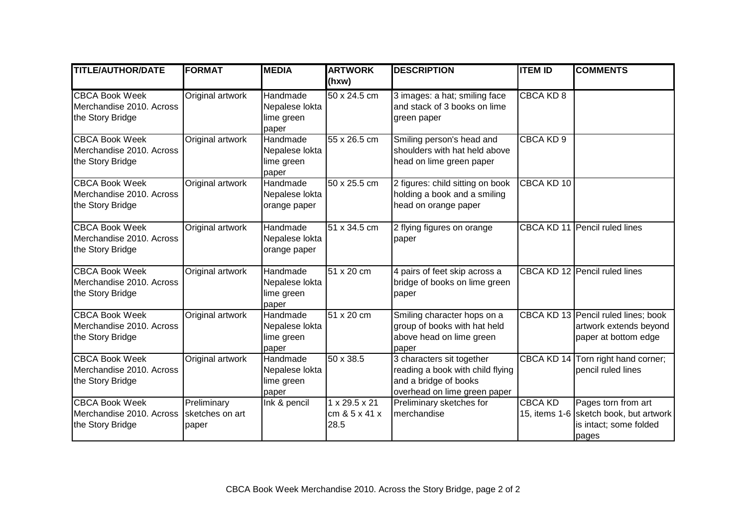| TITLE/AUTHOR/DATE | FORMAT | MEDIA | ARTWORK (hxw) | DESCRIPTION | ITEM ID | COMMENTS |
|---|---|---|---|---|---|---|
| CBCA Book Week Merchandise 2010. Across the Story Bridge | Original artwork | Handmade Nepalese lokta lime green paper | 50 x 24.5 cm | 3 images: a hat; smiling face and stack of 3 books on lime green paper | CBCA KD 8 | |
| CBCA Book Week Merchandise 2010. Across the Story Bridge | Original artwork | Handmade Nepalese lokta lime green paper | 55 x 26.5 cm | Smiling person's head and shoulders with hat held above head on lime green paper | CBCA KD 9 | |
| CBCA Book Week Merchandise 2010. Across the Story Bridge | Original artwork | Handmade Nepalese lokta orange paper | 50 x 25.5 cm | 2 figures: child sitting on book holding a book and a smiling head on orange paper | CBCA KD 10 | |
| CBCA Book Week Merchandise 2010. Across the Story Bridge | Original artwork | Handmade Nepalese lokta orange paper | 51 x 34.5 cm | 2 flying figures on orange paper | CBCA KD 11 | Pencil ruled lines |
| CBCA Book Week Merchandise 2010. Across the Story Bridge | Original artwork | Handmade Nepalese lokta lime green paper | 51 x 20 cm | 4 pairs of feet skip across a bridge of books on lime green paper | CBCA KD 12 | Pencil ruled lines |
| CBCA Book Week Merchandise 2010. Across the Story Bridge | Original artwork | Handmade Nepalese lokta lime green paper | 51 x 20 cm | Smiling character hops on a group of books with hat held above head on lime green paper | CBCA KD 13 | Pencil ruled lines; book artwork extends beyond paper at bottom edge |
| CBCA Book Week Merchandise 2010. Across the Story Bridge | Original artwork | Handmade Nepalese lokta lime green paper | 50 x 38.5 | 3 characters sit together reading a book with child flying and a bridge of books overhead on lime green paper | CBCA KD 14 | Torn right hand corner; pencil ruled lines |
| CBCA Book Week Merchandise 2010. Across the Story Bridge | Preliminary sketches on art paper | Ink & pencil | 1 x 29.5 x 21 cm & 5 x 41 x 28.5 | Preliminary sketches for merchandise | CBCA KD 15, items 1-6 | Pages torn from art sketch book, but artwork is intact; some folded pages |